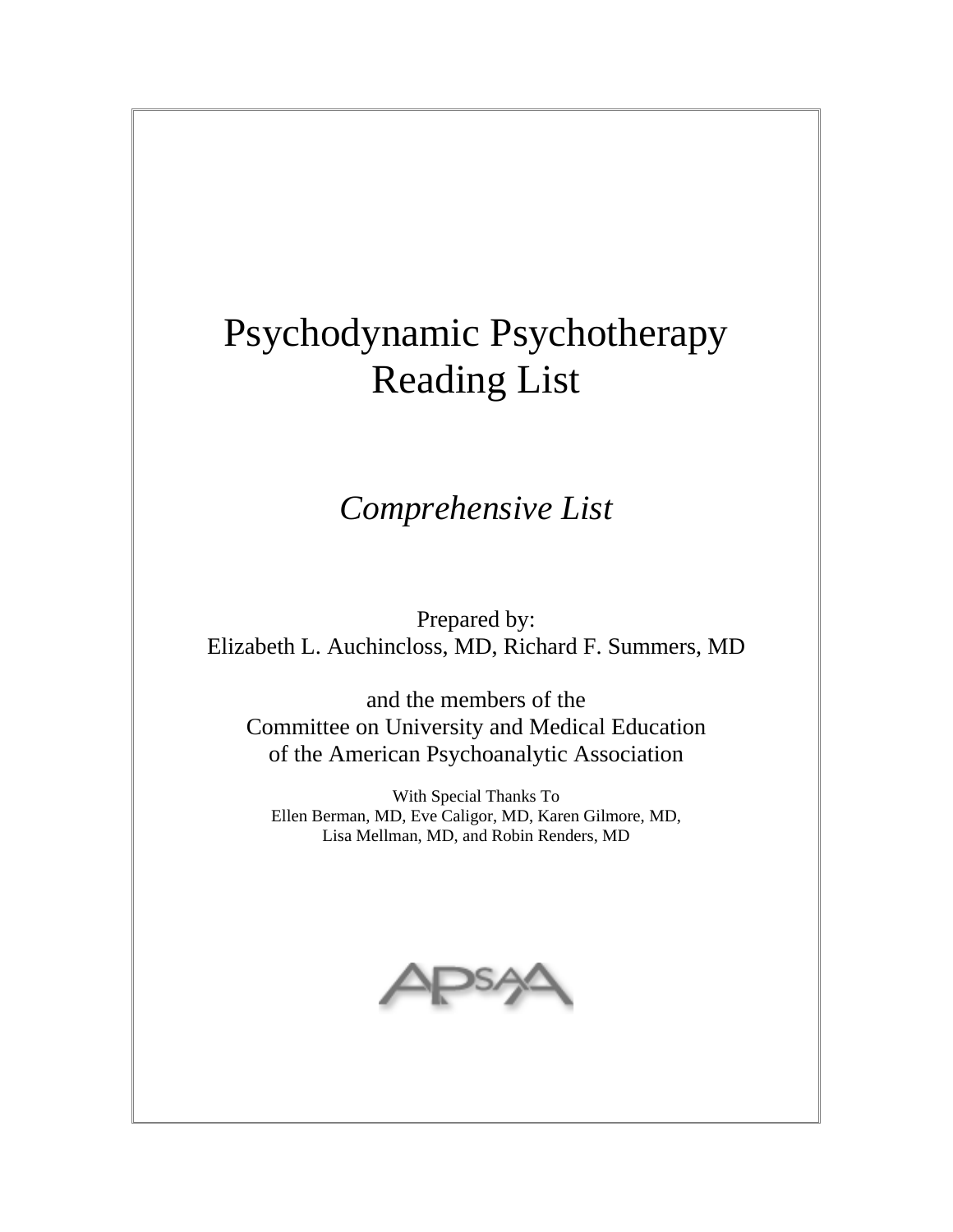# Psychodynamic Psychotherapy Reading List

## *Comprehensive List*

Prepared by:
Elizabeth L. Auchincloss, MD, Richard F. Summers, MD

and the members of the
Committee on University and Medical Education
of the American Psychoanalytic Association

With Special Thanks To
Ellen Berman, MD, Eve Caligor, MD, Karen Gilmore, MD,
Lisa Mellman, MD, and Robin Renders, MD

APsaA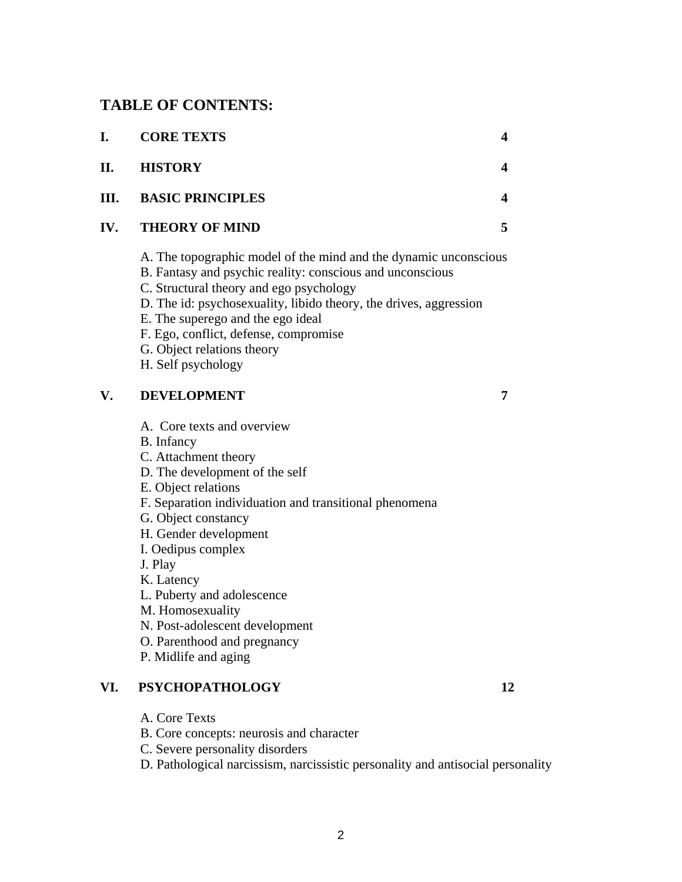## TABLE OF CONTENTS:

| | | |
|---|---|---|
| **I.** | **CORE TEXTS** | **4** |
| **II.** | **HISTORY** | **4** |
| **III.** | **BASIC PRINCIPLES** | **4** |
| **IV.** | **THEORY OF MIND** | **5** |

A. The topographic model of the mind and the dynamic unconscious
B. Fantasy and psychic reality: conscious and unconscious
C. Structural theory and ego psychology
D. The id: psychosexuality, libido theory, the drives, aggression
E. The superego and the ego ideal
F. Ego, conflict, defense, compromise
G. Object relations theory
H. Self psychology

| | | |
|---|---|---|
| **V.** | **DEVELOPMENT** | **7** |

A. Core texts and overview
B. Infancy
C. Attachment theory
D. The development of the self
E. Object relations
F. Separation individuation and transitional phenomena
G. Object constancy
H. Gender development
I. Oedipus complex
J. Play
K. Latency
L. Puberty and adolescence
M. Homosexuality
N. Post-adolescent development
O. Parenthood and pregnancy
P. Midlife and aging

| | | |
|---|---|---|
| **VI.** | **PSYCHOPATHOLOGY** | **12** |

A. Core Texts
B. Core concepts: neurosis and character
C. Severe personality disorders
D. Pathological narcissism, narcissistic personality and antisocial personality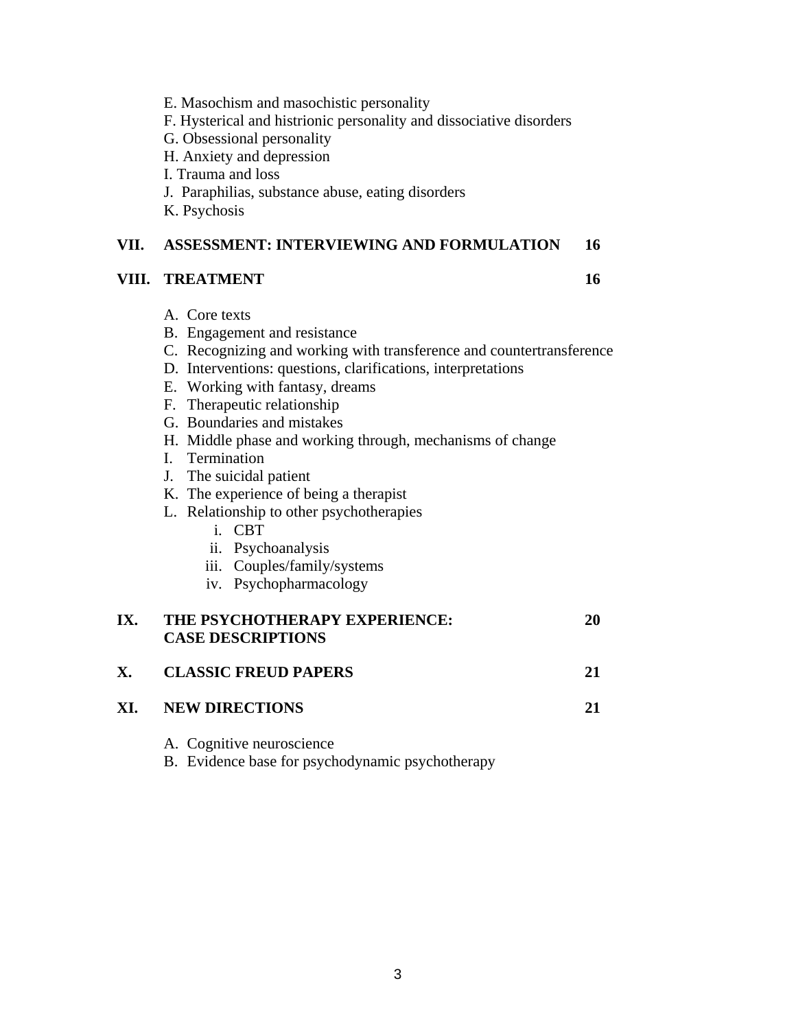E. Masochism and masochistic personality
F. Hysterical and histrionic personality and dissociative disorders
G. Obsessional personality
H. Anxiety and depression
I. Trauma and loss
J. Paraphilias, substance abuse, eating disorders
K. Psychosis

**VII. ASSESSMENT: INTERVIEWING AND FORMULATION 16**

**VIII. TREATMENT 16**

A. Core texts
B. Engagement and resistance
C. Recognizing and working with transference and countertransference
D. Interventions: questions, clarifications, interpretations
E. Working with fantasy, dreams
F. Therapeutic relationship
G. Boundaries and mistakes
H. Middle phase and working through, mechanisms of change
I. Termination
J. The suicidal patient
K. The experience of being a therapist
L. Relationship to other psychotherapies
    i. CBT
    ii. Psychoanalysis
    iii. Couples/family/systems
    iv. Psychopharmacology

**IX. THE PSYCHOTHERAPY EXPERIENCE: CASE DESCRIPTIONS 20**

**X. CLASSIC FREUD PAPERS 21**

**XI. NEW DIRECTIONS 21**

A. Cognitive neuroscience
B. Evidence base for psychodynamic psychotherapy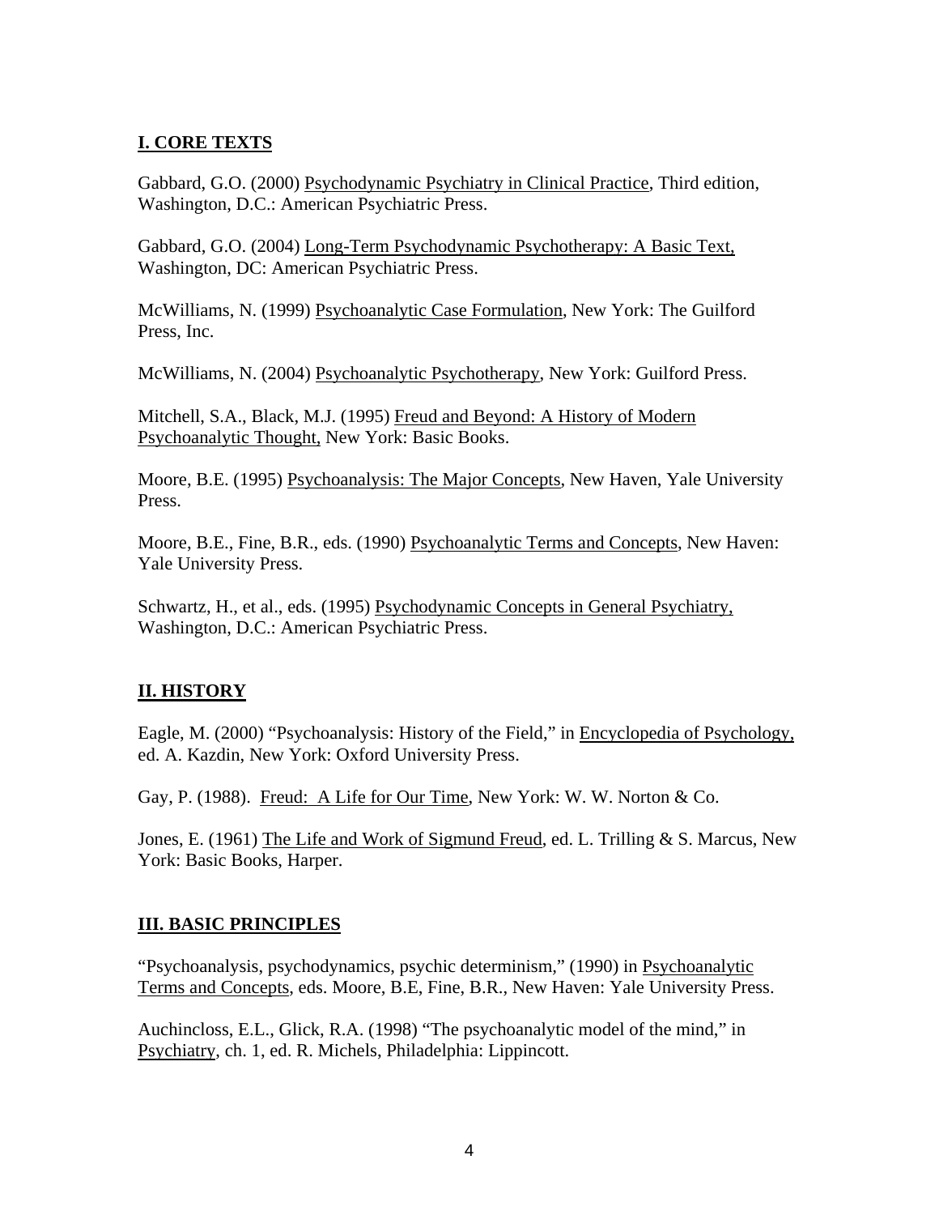## I. CORE TEXTS

Gabbard, G.O. (2000) Psychodynamic Psychiatry in Clinical Practice, Third edition, Washington, D.C.: American Psychiatric Press.

Gabbard, G.O. (2004) Long-Term Psychodynamic Psychotherapy: A Basic Text, Washington, DC: American Psychiatric Press.

McWilliams, N. (1999) Psychoanalytic Case Formulation, New York: The Guilford Press, Inc.

McWilliams, N. (2004) Psychoanalytic Psychotherapy, New York: Guilford Press.

Mitchell, S.A., Black, M.J. (1995) Freud and Beyond: A History of Modern Psychoanalytic Thought, New York: Basic Books.

Moore, B.E. (1995) Psychoanalysis: The Major Concepts, New Haven, Yale University Press.

Moore, B.E., Fine, B.R., eds. (1990) Psychoanalytic Terms and Concepts, New Haven: Yale University Press.

Schwartz, H., et al., eds. (1995) Psychodynamic Concepts in General Psychiatry, Washington, D.C.: American Psychiatric Press.

## II. HISTORY

Eagle, M. (2000) "Psychoanalysis: History of the Field," in Encyclopedia of Psychology, ed. A. Kazdin, New York: Oxford University Press.

Gay, P. (1988). Freud: A Life for Our Time, New York: W. W. Norton & Co.

Jones, E. (1961) The Life and Work of Sigmund Freud, ed. L. Trilling & S. Marcus, New York: Basic Books, Harper.

## III. BASIC PRINCIPLES

"Psychoanalysis, psychodynamics, psychic determinism," (1990) in Psychoanalytic Terms and Concepts, eds. Moore, B.E, Fine, B.R., New Haven: Yale University Press.

Auchincloss, E.L., Glick, R.A. (1998) "The psychoanalytic model of the mind," in Psychiatry, ch. 1, ed. R. Michels, Philadelphia: Lippincott.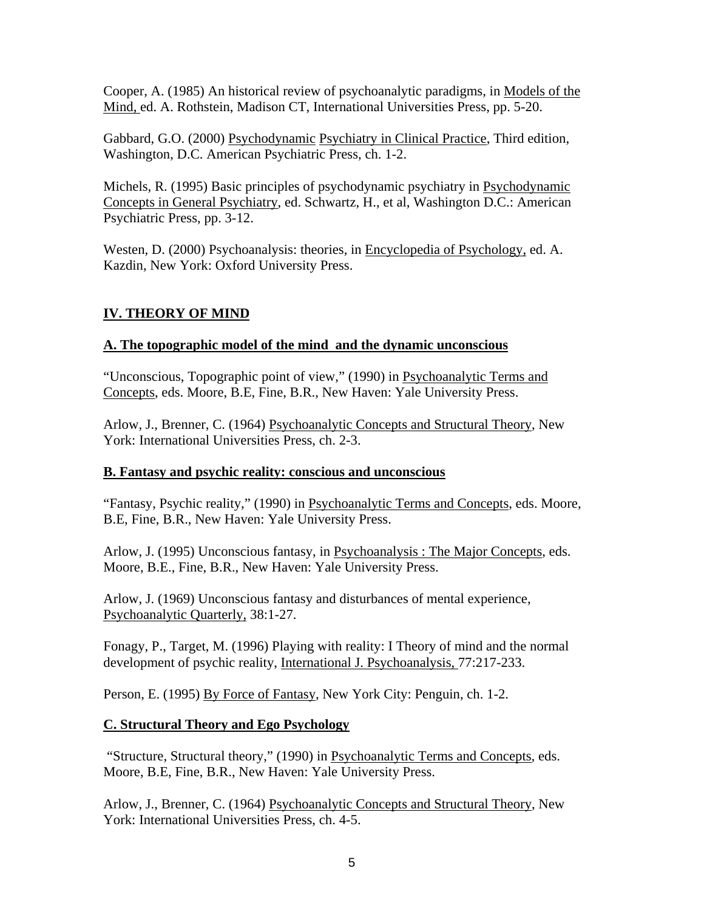Cooper, A. (1985) An historical review of psychoanalytic paradigms, in Models of the Mind, ed. A. Rothstein, Madison CT, International Universities Press, pp. 5-20.

Gabbard, G.O. (2000) Psychodynamic Psychiatry in Clinical Practice, Third edition, Washington, D.C. American Psychiatric Press, ch. 1-2.

Michels, R. (1995) Basic principles of psychodynamic psychiatry in Psychodynamic Concepts in General Psychiatry, ed. Schwartz, H., et al, Washington D.C.: American Psychiatric Press, pp. 3-12.

Westen, D. (2000) Psychoanalysis: theories, in Encyclopedia of Psychology, ed. A. Kazdin, New York: Oxford University Press.

## IV. THEORY OF MIND

### A. The topographic model of the mind and the dynamic unconscious

"Unconscious, Topographic point of view," (1990) in Psychoanalytic Terms and Concepts, eds. Moore, B.E, Fine, B.R., New Haven: Yale University Press.

Arlow, J., Brenner, C. (1964) Psychoanalytic Concepts and Structural Theory, New York: International Universities Press, ch. 2-3.

### B. Fantasy and psychic reality: conscious and unconscious

"Fantasy, Psychic reality," (1990) in Psychoanalytic Terms and Concepts, eds. Moore, B.E, Fine, B.R., New Haven: Yale University Press.

Arlow, J. (1995) Unconscious fantasy, in Psychoanalysis : The Major Concepts, eds. Moore, B.E., Fine, B.R., New Haven: Yale University Press.

Arlow, J. (1969) Unconscious fantasy and disturbances of mental experience, Psychoanalytic Quarterly, 38:1-27.

Fonagy, P., Target, M. (1996) Playing with reality: I Theory of mind and the normal development of psychic reality, International J. Psychoanalysis, 77:217-233.

Person, E. (1995) By Force of Fantasy, New York City: Penguin, ch. 1-2.

### C. Structural Theory and Ego Psychology

"Structure, Structural theory," (1990) in Psychoanalytic Terms and Concepts, eds. Moore, B.E, Fine, B.R., New Haven: Yale University Press.

Arlow, J., Brenner, C. (1964) Psychoanalytic Concepts and Structural Theory, New York: International Universities Press, ch. 4-5.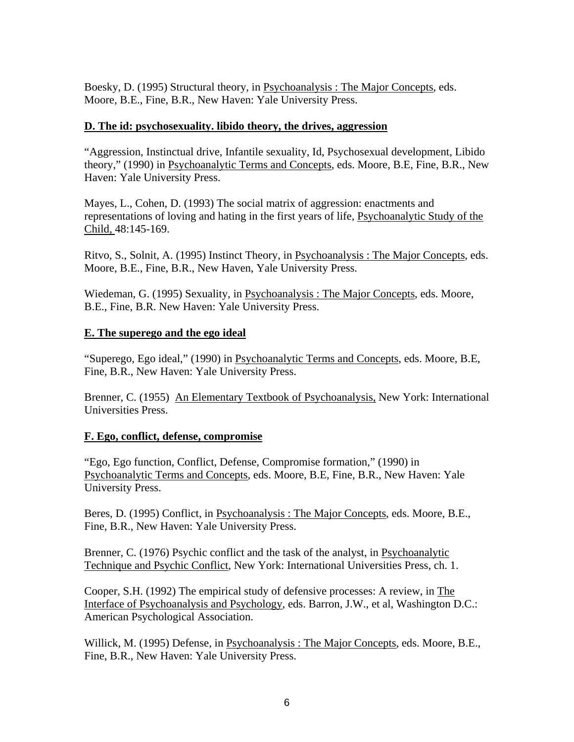Boesky, D. (1995) Structural theory, in Psychoanalysis : The Major Concepts, eds. Moore, B.E., Fine, B.R., New Haven: Yale University Press.

### D. The id: psychosexuality. libido theory, the drives, aggression

"Aggression, Instinctual drive, Infantile sexuality, Id, Psychosexual development, Libido theory," (1990) in Psychoanalytic Terms and Concepts, eds. Moore, B.E, Fine, B.R., New Haven: Yale University Press.

Mayes, L., Cohen, D. (1993) The social matrix of aggression: enactments and representations of loving and hating in the first years of life, Psychoanalytic Study of the Child, 48:145-169.

Ritvo, S., Solnit, A. (1995) Instinct Theory, in Psychoanalysis : The Major Concepts, eds. Moore, B.E., Fine, B.R., New Haven, Yale University Press.

Wiedeman, G. (1995) Sexuality, in Psychoanalysis : The Major Concepts, eds. Moore, B.E., Fine, B.R. New Haven: Yale University Press.

### E. The superego and the ego ideal

"Superego, Ego ideal," (1990) in Psychoanalytic Terms and Concepts, eds. Moore, B.E, Fine, B.R., New Haven: Yale University Press.

Brenner, C. (1955) An Elementary Textbook of Psychoanalysis, New York: International Universities Press.

### F. Ego, conflict, defense, compromise

"Ego, Ego function, Conflict, Defense, Compromise formation," (1990) in Psychoanalytic Terms and Concepts, eds. Moore, B.E, Fine, B.R., New Haven: Yale University Press.

Beres, D. (1995) Conflict, in Psychoanalysis : The Major Concepts, eds. Moore, B.E., Fine, B.R., New Haven: Yale University Press.

Brenner, C. (1976) Psychic conflict and the task of the analyst, in Psychoanalytic Technique and Psychic Conflict, New York: International Universities Press, ch. 1.

Cooper, S.H. (1992) The empirical study of defensive processes: A review, in The Interface of Psychoanalysis and Psychology, eds. Barron, J.W., et al, Washington D.C.: American Psychological Association.

Willick, M. (1995) Defense, in Psychoanalysis : The Major Concepts, eds. Moore, B.E., Fine, B.R., New Haven: Yale University Press.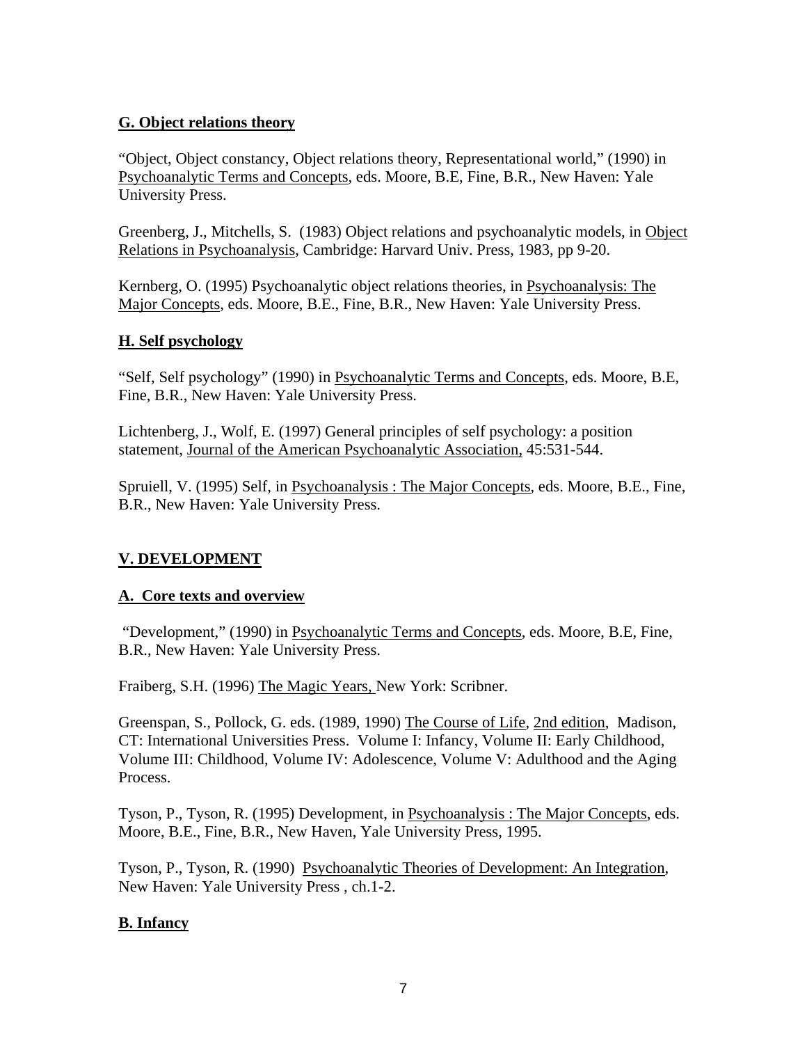## G. Object relations theory

"Object, Object constancy, Object relations theory, Representational world," (1990) in Psychoanalytic Terms and Concepts, eds. Moore, B.E, Fine, B.R., New Haven: Yale University Press.

Greenberg, J., Mitchells, S. (1983) Object relations and psychoanalytic models, in Object Relations in Psychoanalysis, Cambridge: Harvard Univ. Press, 1983, pp 9-20.

Kernberg, O. (1995) Psychoanalytic object relations theories, in Psychoanalysis: The Major Concepts, eds. Moore, B.E., Fine, B.R., New Haven: Yale University Press.

## H. Self psychology

"Self, Self psychology" (1990) in Psychoanalytic Terms and Concepts, eds. Moore, B.E, Fine, B.R., New Haven: Yale University Press.

Lichtenberg, J., Wolf, E. (1997) General principles of self psychology: a position statement, Journal of the American Psychoanalytic Association, 45:531-544.

Spruiell, V. (1995) Self, in Psychoanalysis : The Major Concepts, eds. Moore, B.E., Fine, B.R., New Haven: Yale University Press.

# V. DEVELOPMENT

## A. Core texts and overview

"Development," (1990) in Psychoanalytic Terms and Concepts, eds. Moore, B.E, Fine, B.R., New Haven: Yale University Press.

Fraiberg, S.H. (1996) The Magic Years, New York: Scribner.

Greenspan, S., Pollock, G. eds. (1989, 1990) The Course of Life, 2nd edition, Madison, CT: International Universities Press. Volume I: Infancy, Volume II: Early Childhood, Volume III: Childhood, Volume IV: Adolescence, Volume V: Adulthood and the Aging Process.

Tyson, P., Tyson, R. (1995) Development, in Psychoanalysis : The Major Concepts, eds. Moore, B.E., Fine, B.R., New Haven, Yale University Press, 1995.

Tyson, P., Tyson, R. (1990) Psychoanalytic Theories of Development: An Integration, New Haven: Yale University Press , ch.1-2.

## B. Infancy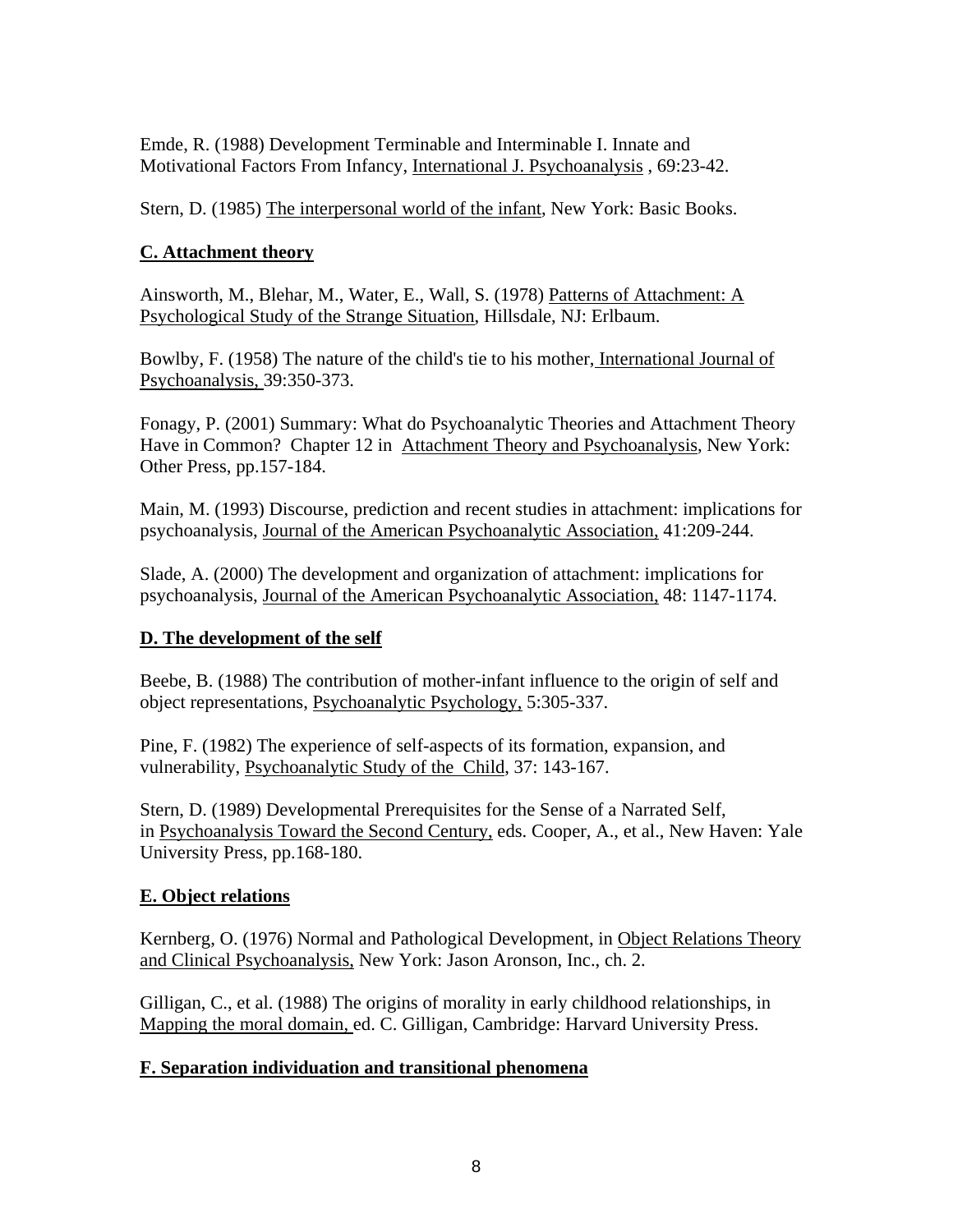Emde, R. (1988) Development Terminable and Interminable I. Innate and Motivational Factors From Infancy, International J. Psychoanalysis , 69:23-42.

Stern, D. (1985) The interpersonal world of the infant, New York: Basic Books.

## C. Attachment theory

Ainsworth, M., Blehar, M., Water, E., Wall, S. (1978) Patterns of Attachment: A Psychological Study of the Strange Situation, Hillsdale, NJ: Erlbaum.

Bowlby, F. (1958) The nature of the child's tie to his mother, International Journal of Psychoanalysis, 39:350-373.

Fonagy, P. (2001) Summary: What do Psychoanalytic Theories and Attachment Theory Have in Common? Chapter 12 in Attachment Theory and Psychoanalysis, New York: Other Press, pp.157-184.

Main, M. (1993) Discourse, prediction and recent studies in attachment: implications for psychoanalysis, Journal of the American Psychoanalytic Association, 41:209-244.

Slade, A. (2000) The development and organization of attachment: implications for psychoanalysis, Journal of the American Psychoanalytic Association, 48: 1147-1174.

## D. The development of the self

Beebe, B. (1988) The contribution of mother-infant influence to the origin of self and object representations, Psychoanalytic Psychology, 5:305-337.

Pine, F. (1982) The experience of self-aspects of its formation, expansion, and vulnerability, Psychoanalytic Study of the Child, 37: 143-167.

Stern, D. (1989) Developmental Prerequisites for the Sense of a Narrated Self, in Psychoanalysis Toward the Second Century, eds. Cooper, A., et al., New Haven: Yale University Press, pp.168-180.

## E. Object relations

Kernberg, O. (1976) Normal and Pathological Development, in Object Relations Theory and Clinical Psychoanalysis, New York: Jason Aronson, Inc., ch. 2.

Gilligan, C., et al. (1988) The origins of morality in early childhood relationships, in Mapping the moral domain, ed. C. Gilligan, Cambridge: Harvard University Press.

## F. Separation individuation and transitional phenomena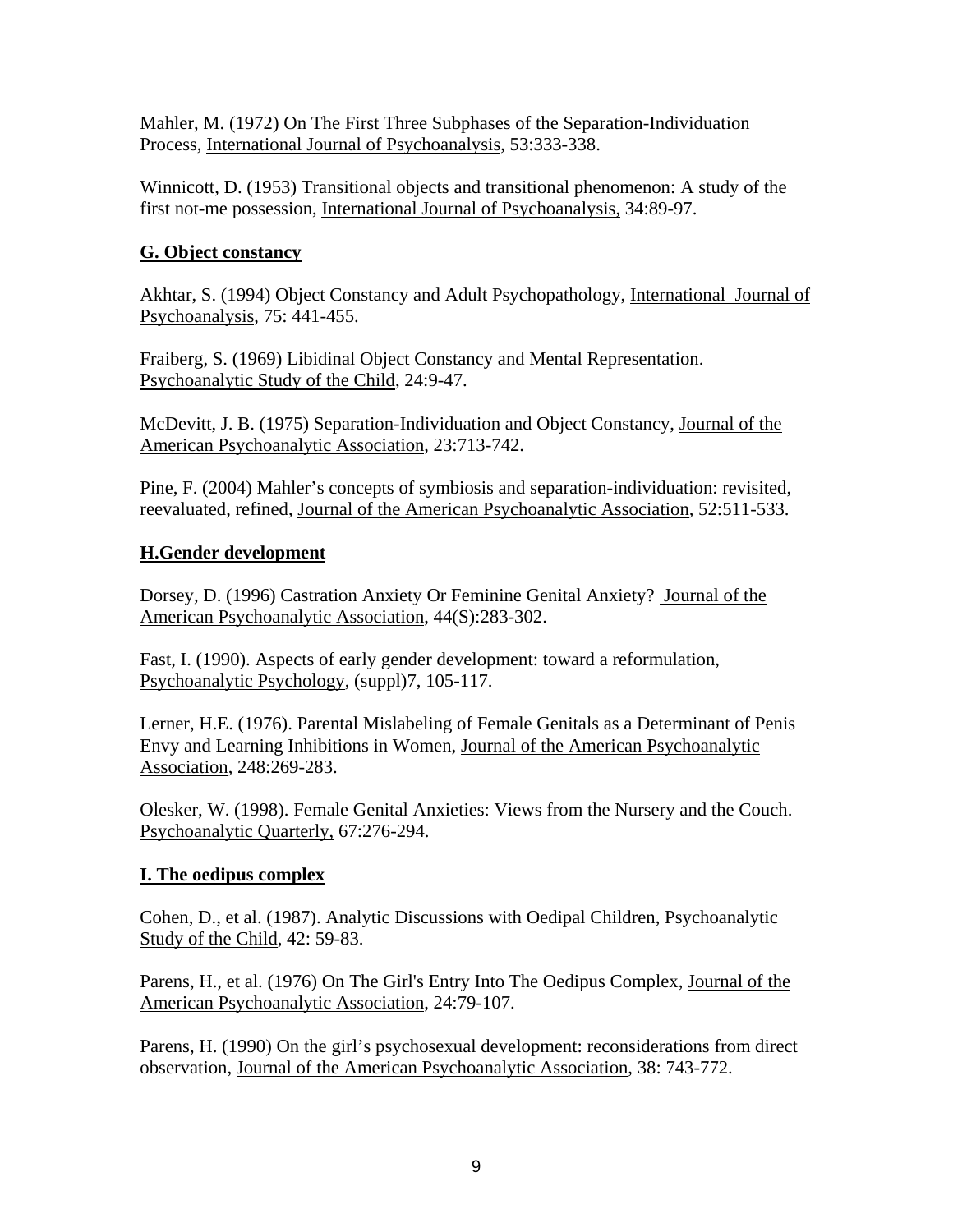Mahler, M. (1972) On The First Three Subphases of the Separation-Individuation Process, International Journal of Psychoanalysis, 53:333-338.

Winnicott, D. (1953) Transitional objects and transitional phenomenon: A study of the first not-me possession, International Journal of Psychoanalysis, 34:89-97.

**G. Object constancy**

Akhtar, S. (1994) Object Constancy and Adult Psychopathology, International Journal of Psychoanalysis, 75: 441-455.

Fraiberg, S. (1969) Libidinal Object Constancy and Mental Representation. Psychoanalytic Study of the Child, 24:9-47.

McDevitt, J. B. (1975) Separation-Individuation and Object Constancy, Journal of the American Psychoanalytic Association, 23:713-742.

Pine, F. (2004) Mahler's concepts of symbiosis and separation-individuation: revisited, reevaluated, refined, Journal of the American Psychoanalytic Association, 52:511-533.

**H.Gender development**

Dorsey, D. (1996) Castration Anxiety Or Feminine Genital Anxiety? Journal of the American Psychoanalytic Association, 44(S):283-302.

Fast, I. (1990). Aspects of early gender development: toward a reformulation, Psychoanalytic Psychology, (suppl)7, 105-117.

Lerner, H.E. (1976). Parental Mislabeling of Female Genitals as a Determinant of Penis Envy and Learning Inhibitions in Women, Journal of the American Psychoanalytic Association, 248:269-283.

Olesker, W. (1998). Female Genital Anxieties: Views from the Nursery and the Couch. Psychoanalytic Quarterly, 67:276-294.

**I. The oedipus complex**

Cohen, D., et al. (1987). Analytic Discussions with Oedipal Children, Psychoanalytic Study of the Child, 42: 59-83.

Parens, H., et al. (1976) On The Girl's Entry Into The Oedipus Complex, Journal of the American Psychoanalytic Association, 24:79-107.

Parens, H. (1990) On the girl's psychosexual development: reconsiderations from direct observation, Journal of the American Psychoanalytic Association, 38: 743-772.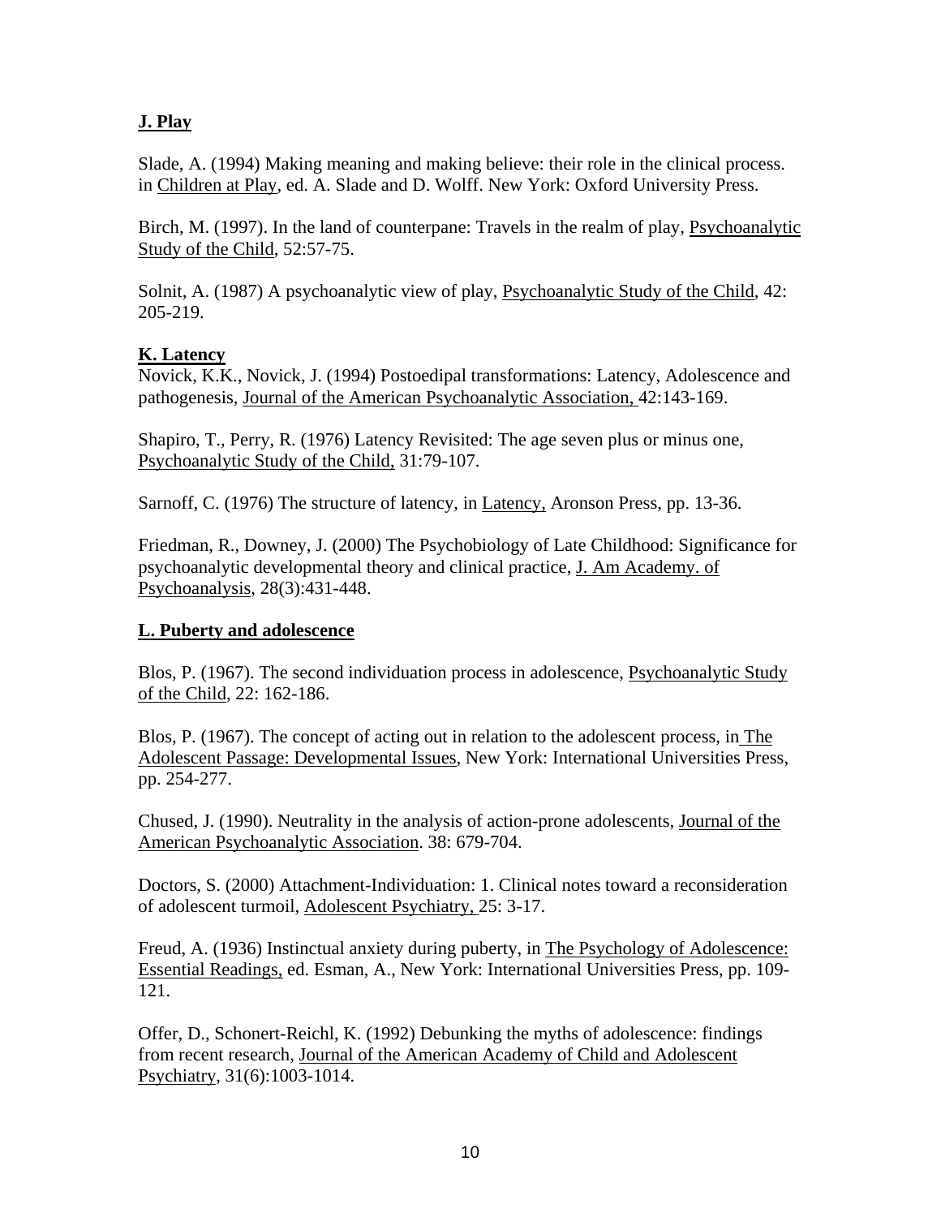## J. Play

Slade, A. (1994) Making meaning and making believe: their role in the clinical process. in Children at Play, ed. A. Slade and D. Wolff. New York: Oxford University Press.

Birch, M. (1997). In the land of counterpane: Travels in the realm of play, Psychoanalytic Study of the Child, 52:57-75.

Solnit, A. (1987) A psychoanalytic view of play, Psychoanalytic Study of the Child, 42: 205-219.

## K. Latency

Novick, K.K., Novick, J. (1994) Postoedipal transformations: Latency, Adolescence and pathogenesis, Journal of the American Psychoanalytic Association, 42:143-169.

Shapiro, T., Perry, R. (1976) Latency Revisited: The age seven plus or minus one, Psychoanalytic Study of the Child, 31:79-107.

Sarnoff, C. (1976) The structure of latency, in Latency, Aronson Press, pp. 13-36.

Friedman, R., Downey, J. (2000) The Psychobiology of Late Childhood: Significance for psychoanalytic developmental theory and clinical practice, J. Am Academy. of Psychoanalysis, 28(3):431-448.

## L. Puberty and adolescence

Blos, P. (1967). The second individuation process in adolescence, Psychoanalytic Study of the Child, 22: 162-186.

Blos, P. (1967). The concept of acting out in relation to the adolescent process, in The Adolescent Passage: Developmental Issues, New York: International Universities Press, pp. 254-277.

Chused, J. (1990). Neutrality in the analysis of action-prone adolescents, Journal of the American Psychoanalytic Association. 38: 679-704.

Doctors, S. (2000) Attachment-Individuation: 1. Clinical notes toward a reconsideration of adolescent turmoil, Adolescent Psychiatry, 25: 3-17.

Freud, A. (1936) Instinctual anxiety during puberty, in The Psychology of Adolescence: Essential Readings, ed. Esman, A., New York: International Universities Press, pp. 109-121.

Offer, D., Schonert-Reichl, K. (1992) Debunking the myths of adolescence: findings from recent research, Journal of the American Academy of Child and Adolescent Psychiatry, 31(6):1003-1014.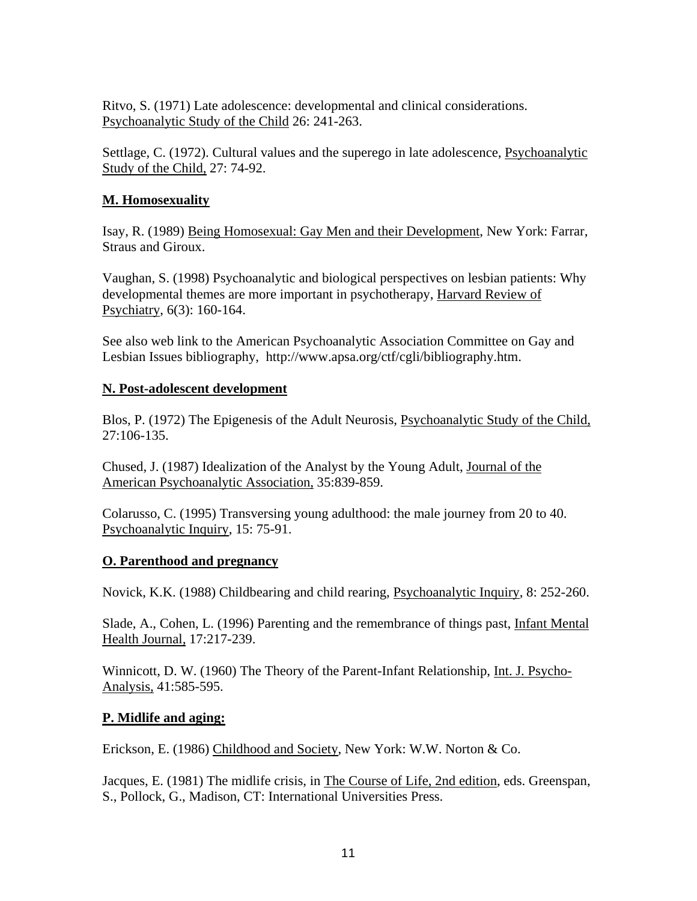Ritvo, S. (1971) Late adolescence: developmental and clinical considerations. Psychoanalytic Study of the Child 26: 241-263.

Settlage, C. (1972). Cultural values and the superego in late adolescence, Psychoanalytic Study of the Child, 27: 74-92.

**M. Homosexuality**

Isay, R. (1989) Being Homosexual: Gay Men and their Development, New York: Farrar, Straus and Giroux.

Vaughan, S. (1998) Psychoanalytic and biological perspectives on lesbian patients: Why developmental themes are more important in psychotherapy, Harvard Review of Psychiatry, 6(3): 160-164.

See also web link to the American Psychoanalytic Association Committee on Gay and Lesbian Issues bibliography, http://www.apsa.org/ctf/cgli/bibliography.htm.

**N. Post-adolescent development**

Blos, P. (1972) The Epigenesis of the Adult Neurosis, Psychoanalytic Study of the Child, 27:106-135.

Chused, J. (1987) Idealization of the Analyst by the Young Adult, Journal of the American Psychoanalytic Association, 35:839-859.

Colarusso, C. (1995) Transversing young adulthood: the male journey from 20 to 40. Psychoanalytic Inquiry, 15: 75-91.

**O. Parenthood and pregnancy**

Novick, K.K. (1988) Childbearing and child rearing, Psychoanalytic Inquiry, 8: 252-260.

Slade, A., Cohen, L. (1996) Parenting and the remembrance of things past, Infant Mental Health Journal, 17:217-239.

Winnicott, D. W. (1960) The Theory of the Parent-Infant Relationship, Int. J. Psycho-Analysis, 41:585-595.

**P. Midlife and aging:**

Erickson, E. (1986) Childhood and Society, New York: W.W. Norton & Co.

Jacques, E. (1981) The midlife crisis, in The Course of Life, 2nd edition, eds. Greenspan, S., Pollock, G., Madison, CT: International Universities Press.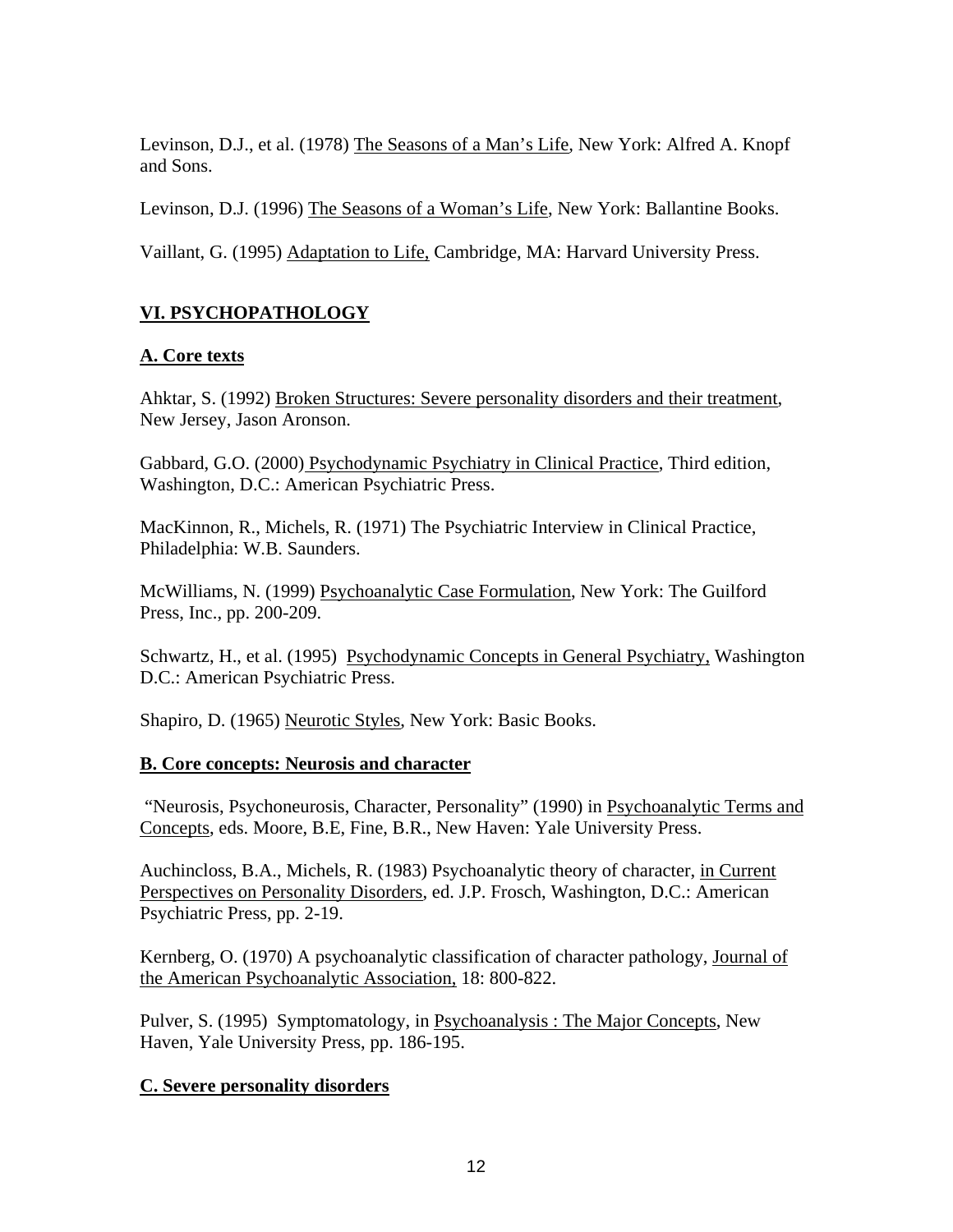Levinson, D.J., et al. (1978) The Seasons of a Man's Life, New York: Alfred A. Knopf and Sons.

Levinson, D.J. (1996) The Seasons of a Woman's Life, New York: Ballantine Books.

Vaillant, G. (1995) Adaptation to Life, Cambridge, MA: Harvard University Press.

## VI. PSYCHOPATHOLOGY

### A. Core texts

Ahktar, S. (1992) Broken Structures: Severe personality disorders and their treatment, New Jersey, Jason Aronson.

Gabbard, G.O. (2000) Psychodynamic Psychiatry in Clinical Practice, Third edition, Washington, D.C.: American Psychiatric Press.

MacKinnon, R., Michels, R. (1971) The Psychiatric Interview in Clinical Practice, Philadelphia: W.B. Saunders.

McWilliams, N. (1999) Psychoanalytic Case Formulation, New York: The Guilford Press, Inc., pp. 200-209.

Schwartz, H., et al. (1995) Psychodynamic Concepts in General Psychiatry, Washington D.C.: American Psychiatric Press.

Shapiro, D. (1965) Neurotic Styles, New York: Basic Books.

### B. Core concepts: Neurosis and character

"Neurosis, Psychoneurosis, Character, Personality" (1990) in Psychoanalytic Terms and Concepts, eds. Moore, B.E, Fine, B.R., New Haven: Yale University Press.

Auchincloss, B.A., Michels, R. (1983) Psychoanalytic theory of character, in Current Perspectives on Personality Disorders, ed. J.P. Frosch, Washington, D.C.: American Psychiatric Press, pp. 2-19.

Kernberg, O. (1970) A psychoanalytic classification of character pathology, Journal of the American Psychoanalytic Association, 18: 800-822.

Pulver, S. (1995) Symptomatology, in Psychoanalysis : The Major Concepts, New Haven, Yale University Press, pp. 186-195.

### C. Severe personality disorders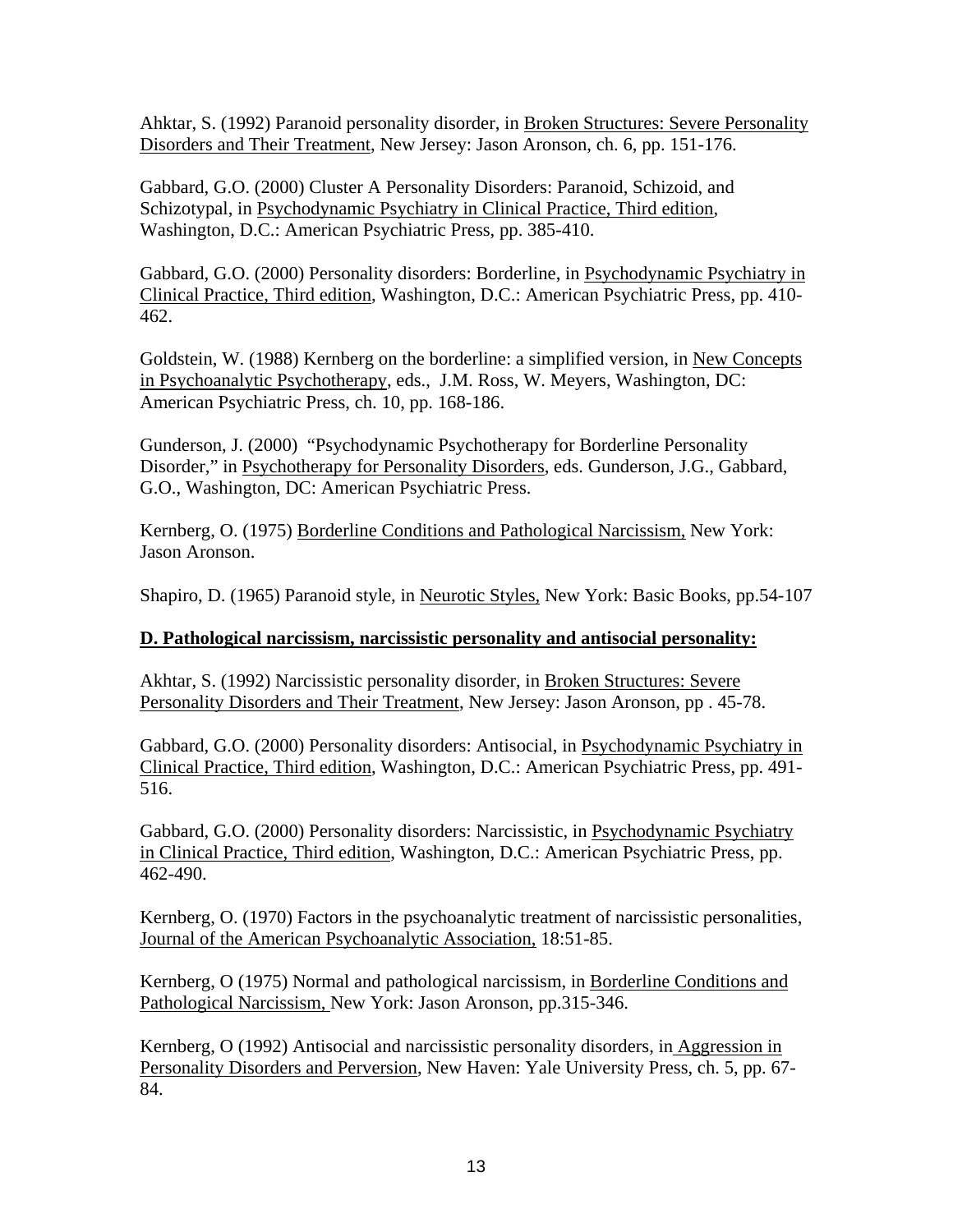Ahktar, S. (1992) Paranoid personality disorder, in Broken Structures: Severe Personality Disorders and Their Treatment, New Jersey: Jason Aronson, ch. 6, pp. 151-176.

Gabbard, G.O. (2000) Cluster A Personality Disorders: Paranoid, Schizoid, and Schizotypal, in Psychodynamic Psychiatry in Clinical Practice, Third edition, Washington, D.C.: American Psychiatric Press, pp. 385-410.

Gabbard, G.O. (2000) Personality disorders: Borderline, in Psychodynamic Psychiatry in Clinical Practice, Third edition, Washington, D.C.: American Psychiatric Press, pp. 410-462.

Goldstein, W. (1988) Kernberg on the borderline: a simplified version, in New Concepts in Psychoanalytic Psychotherapy, eds., J.M. Ross, W. Meyers, Washington, DC: American Psychiatric Press, ch. 10, pp. 168-186.

Gunderson, J. (2000) "Psychodynamic Psychotherapy for Borderline Personality Disorder," in Psychotherapy for Personality Disorders, eds. Gunderson, J.G., Gabbard, G.O., Washington, DC: American Psychiatric Press.

Kernberg, O. (1975) Borderline Conditions and Pathological Narcissism, New York: Jason Aronson.

Shapiro, D. (1965) Paranoid style, in Neurotic Styles, New York: Basic Books, pp.54-107

**D. Pathological narcissism, narcissistic personality and antisocial personality:**

Akhtar, S. (1992) Narcissistic personality disorder, in Broken Structures: Severe Personality Disorders and Their Treatment, New Jersey: Jason Aronson, pp . 45-78.

Gabbard, G.O. (2000) Personality disorders: Antisocial, in Psychodynamic Psychiatry in Clinical Practice, Third edition, Washington, D.C.: American Psychiatric Press, pp. 491-516.

Gabbard, G.O. (2000) Personality disorders: Narcissistic, in Psychodynamic Psychiatry in Clinical Practice, Third edition, Washington, D.C.: American Psychiatric Press, pp. 462-490.

Kernberg, O. (1970) Factors in the psychoanalytic treatment of narcissistic personalities, Journal of the American Psychoanalytic Association, 18:51-85.

Kernberg, O (1975) Normal and pathological narcissism, in Borderline Conditions and Pathological Narcissism, New York: Jason Aronson, pp.315-346.

Kernberg, O (1992) Antisocial and narcissistic personality disorders, in Aggression in Personality Disorders and Perversion, New Haven: Yale University Press, ch. 5, pp. 67-84.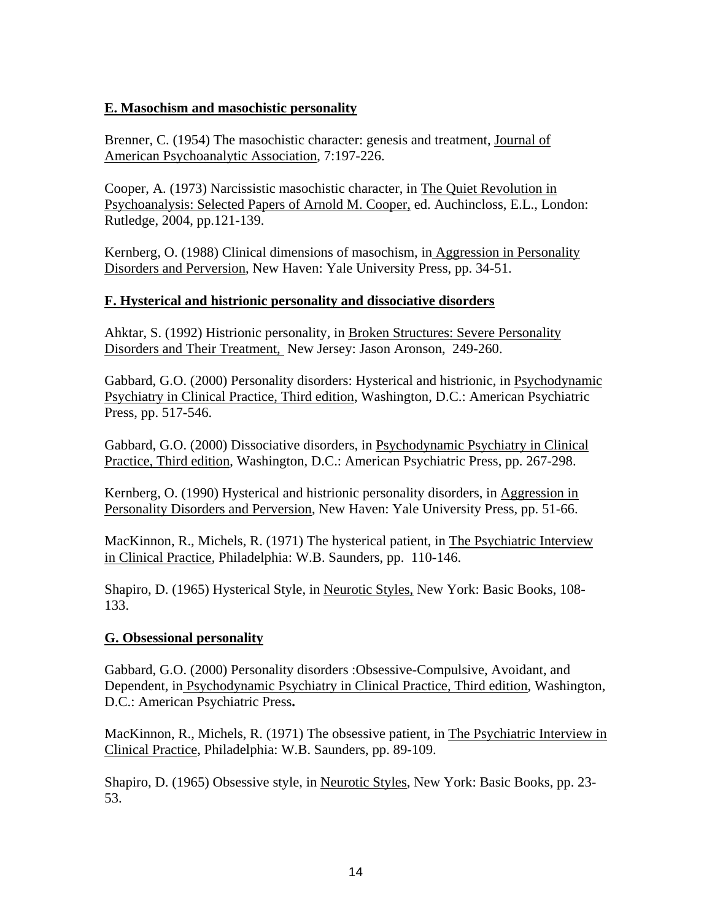## E. Masochism and masochistic personality

Brenner, C. (1954) The masochistic character: genesis and treatment, Journal of American Psychoanalytic Association, 7:197-226.

Cooper, A. (1973) Narcissistic masochistic character, in The Quiet Revolution in Psychoanalysis: Selected Papers of Arnold M. Cooper, ed. Auchincloss, E.L., London: Rutledge, 2004, pp.121-139.

Kernberg, O. (1988) Clinical dimensions of masochism, in Aggression in Personality Disorders and Perversion, New Haven: Yale University Press, pp. 34-51.

## F. Hysterical and histrionic personality and dissociative disorders

Ahktar, S. (1992) Histrionic personality, in Broken Structures: Severe Personality Disorders and Their Treatment, New Jersey: Jason Aronson, 249-260.

Gabbard, G.O. (2000) Personality disorders: Hysterical and histrionic, in Psychodynamic Psychiatry in Clinical Practice, Third edition, Washington, D.C.: American Psychiatric Press, pp. 517-546.

Gabbard, G.O. (2000) Dissociative disorders, in Psychodynamic Psychiatry in Clinical Practice, Third edition, Washington, D.C.: American Psychiatric Press, pp. 267-298.

Kernberg, O. (1990) Hysterical and histrionic personality disorders, in Aggression in Personality Disorders and Perversion, New Haven: Yale University Press, pp. 51-66.

MacKinnon, R., Michels, R. (1971) The hysterical patient, in The Psychiatric Interview in Clinical Practice, Philadelphia: W.B. Saunders, pp. 110-146.

Shapiro, D. (1965) Hysterical Style, in Neurotic Styles, New York: Basic Books, 108-133.

## G. Obsessional personality

Gabbard, G.O. (2000) Personality disorders :Obsessive-Compulsive, Avoidant, and Dependent, in Psychodynamic Psychiatry in Clinical Practice, Third edition, Washington, D.C.: American Psychiatric Press**.**

MacKinnon, R., Michels, R. (1971) The obsessive patient, in The Psychiatric Interview in Clinical Practice, Philadelphia: W.B. Saunders, pp. 89-109.

Shapiro, D. (1965) Obsessive style, in Neurotic Styles, New York: Basic Books, pp. 23-53.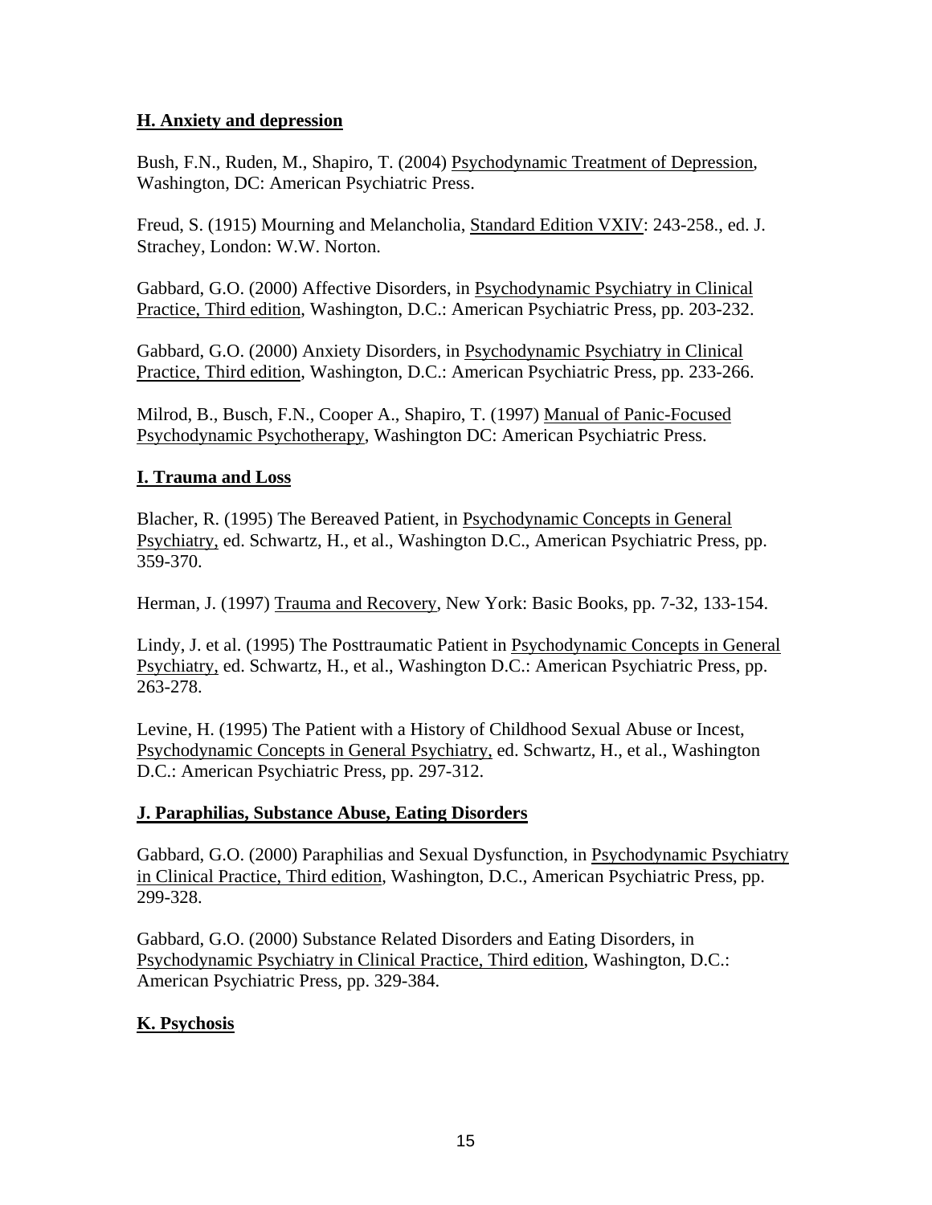**H. Anxiety and depression**

Bush, F.N., Ruden, M., Shapiro, T. (2004) Psychodynamic Treatment of Depression, Washington, DC: American Psychiatric Press.

Freud, S. (1915) Mourning and Melancholia, Standard Edition VXIV: 243-258., ed. J. Strachey, London: W.W. Norton.

Gabbard, G.O. (2000) Affective Disorders, in Psychodynamic Psychiatry in Clinical Practice, Third edition, Washington, D.C.: American Psychiatric Press, pp. 203-232.

Gabbard, G.O. (2000) Anxiety Disorders, in Psychodynamic Psychiatry in Clinical Practice, Third edition, Washington, D.C.: American Psychiatric Press, pp. 233-266.

Milrod, B., Busch, F.N., Cooper A., Shapiro, T. (1997) Manual of Panic-Focused Psychodynamic Psychotherapy, Washington DC: American Psychiatric Press.

**I. Trauma and Loss**

Blacher, R. (1995) The Bereaved Patient, in Psychodynamic Concepts in General Psychiatry, ed. Schwartz, H., et al., Washington D.C., American Psychiatric Press, pp. 359-370.

Herman, J. (1997) Trauma and Recovery, New York: Basic Books, pp. 7-32, 133-154.

Lindy, J. et al. (1995) The Posttraumatic Patient in Psychodynamic Concepts in General Psychiatry, ed. Schwartz, H., et al., Washington D.C.: American Psychiatric Press, pp. 263-278.

Levine, H. (1995) The Patient with a History of Childhood Sexual Abuse or Incest, Psychodynamic Concepts in General Psychiatry, ed. Schwartz, H., et al., Washington D.C.: American Psychiatric Press, pp. 297-312.

**J. Paraphilias, Substance Abuse, Eating Disorders**

Gabbard, G.O. (2000) Paraphilias and Sexual Dysfunction, in Psychodynamic Psychiatry in Clinical Practice, Third edition, Washington, D.C., American Psychiatric Press, pp. 299-328.

Gabbard, G.O. (2000) Substance Related Disorders and Eating Disorders, in Psychodynamic Psychiatry in Clinical Practice, Third edition, Washington, D.C.: American Psychiatric Press, pp. 329-384.

**K. Psychosis**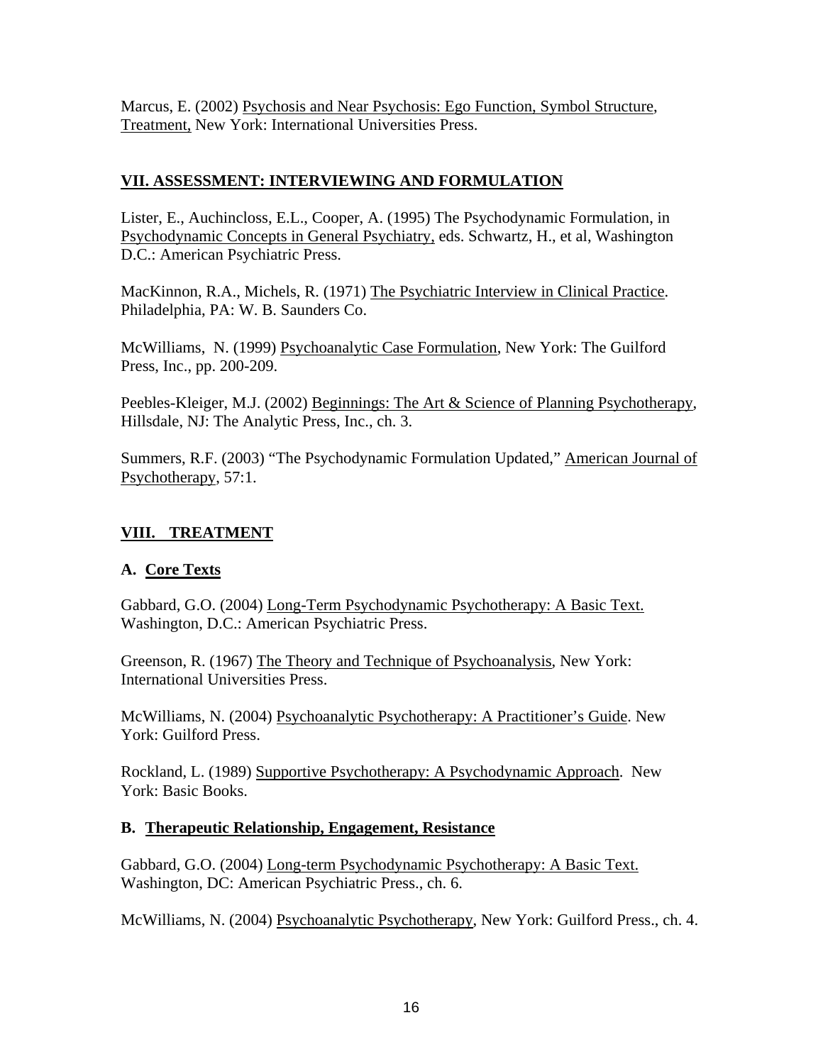Marcus, E. (2002) Psychosis and Near Psychosis: Ego Function, Symbol Structure, Treatment, New York: International Universities Press.

## VII. ASSESSMENT: INTERVIEWING AND FORMULATION

Lister, E., Auchincloss, E.L., Cooper, A. (1995) The Psychodynamic Formulation, in Psychodynamic Concepts in General Psychiatry, eds. Schwartz, H., et al, Washington D.C.: American Psychiatric Press.

MacKinnon, R.A., Michels, R. (1971) The Psychiatric Interview in Clinical Practice. Philadelphia, PA: W. B. Saunders Co.

McWilliams, N. (1999) Psychoanalytic Case Formulation, New York: The Guilford Press, Inc., pp. 200-209.

Peebles-Kleiger, M.J. (2002) Beginnings: The Art & Science of Planning Psychotherapy, Hillsdale, NJ: The Analytic Press, Inc., ch. 3.

Summers, R.F. (2003) "The Psychodynamic Formulation Updated," American Journal of Psychotherapy, 57:1.

## VIII. TREATMENT

### A. Core Texts

Gabbard, G.O. (2004) Long-Term Psychodynamic Psychotherapy: A Basic Text. Washington, D.C.: American Psychiatric Press.

Greenson, R. (1967) The Theory and Technique of Psychoanalysis, New York: International Universities Press.

McWilliams, N. (2004) Psychoanalytic Psychotherapy: A Practitioner's Guide. New York: Guilford Press.

Rockland, L. (1989) Supportive Psychotherapy: A Psychodynamic Approach. New York: Basic Books.

### B. Therapeutic Relationship, Engagement, Resistance

Gabbard, G.O. (2004) Long-term Psychodynamic Psychotherapy: A Basic Text. Washington, DC: American Psychiatric Press., ch. 6.

McWilliams, N. (2004) Psychoanalytic Psychotherapy, New York: Guilford Press., ch. 4.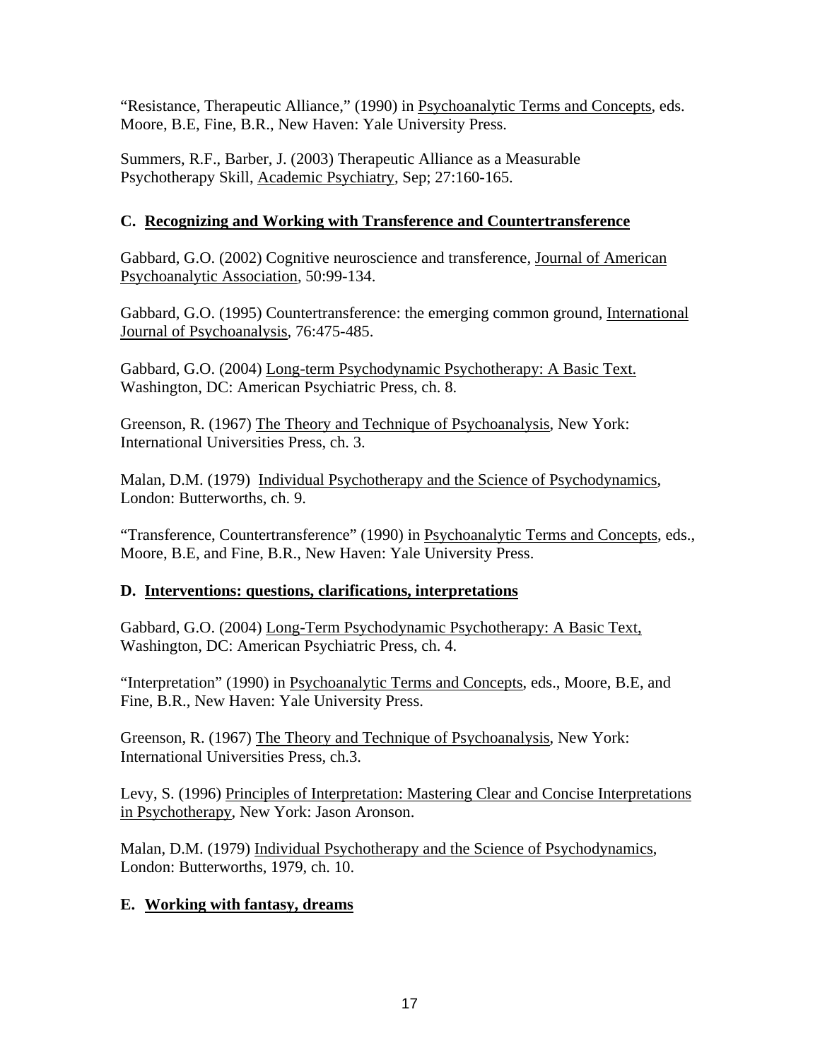"Resistance, Therapeutic Alliance," (1990) in Psychoanalytic Terms and Concepts, eds. Moore, B.E, Fine, B.R., New Haven: Yale University Press.

Summers, R.F., Barber, J. (2003) Therapeutic Alliance as a Measurable Psychotherapy Skill, Academic Psychiatry, Sep; 27:160-165.

### C. Recognizing and Working with Transference and Countertransference

Gabbard, G.O. (2002) Cognitive neuroscience and transference, Journal of American Psychoanalytic Association, 50:99-134.

Gabbard, G.O. (1995) Countertransference: the emerging common ground, International Journal of Psychoanalysis, 76:475-485.

Gabbard, G.O. (2004) Long-term Psychodynamic Psychotherapy: A Basic Text. Washington, DC: American Psychiatric Press, ch. 8.

Greenson, R. (1967) The Theory and Technique of Psychoanalysis, New York: International Universities Press, ch. 3.

Malan, D.M. (1979) Individual Psychotherapy and the Science of Psychodynamics, London: Butterworths, ch. 9.

"Transference, Countertransference" (1990) in Psychoanalytic Terms and Concepts, eds., Moore, B.E, and Fine, B.R., New Haven: Yale University Press.

### D. Interventions: questions, clarifications, interpretations

Gabbard, G.O. (2004) Long-Term Psychodynamic Psychotherapy: A Basic Text, Washington, DC: American Psychiatric Press, ch. 4.

"Interpretation" (1990) in Psychoanalytic Terms and Concepts, eds., Moore, B.E, and Fine, B.R., New Haven: Yale University Press.

Greenson, R. (1967) The Theory and Technique of Psychoanalysis, New York: International Universities Press, ch.3.

Levy, S. (1996) Principles of Interpretation: Mastering Clear and Concise Interpretations in Psychotherapy, New York: Jason Aronson.

Malan, D.M. (1979) Individual Psychotherapy and the Science of Psychodynamics, London: Butterworths, 1979, ch. 10.

### E. Working with fantasy, dreams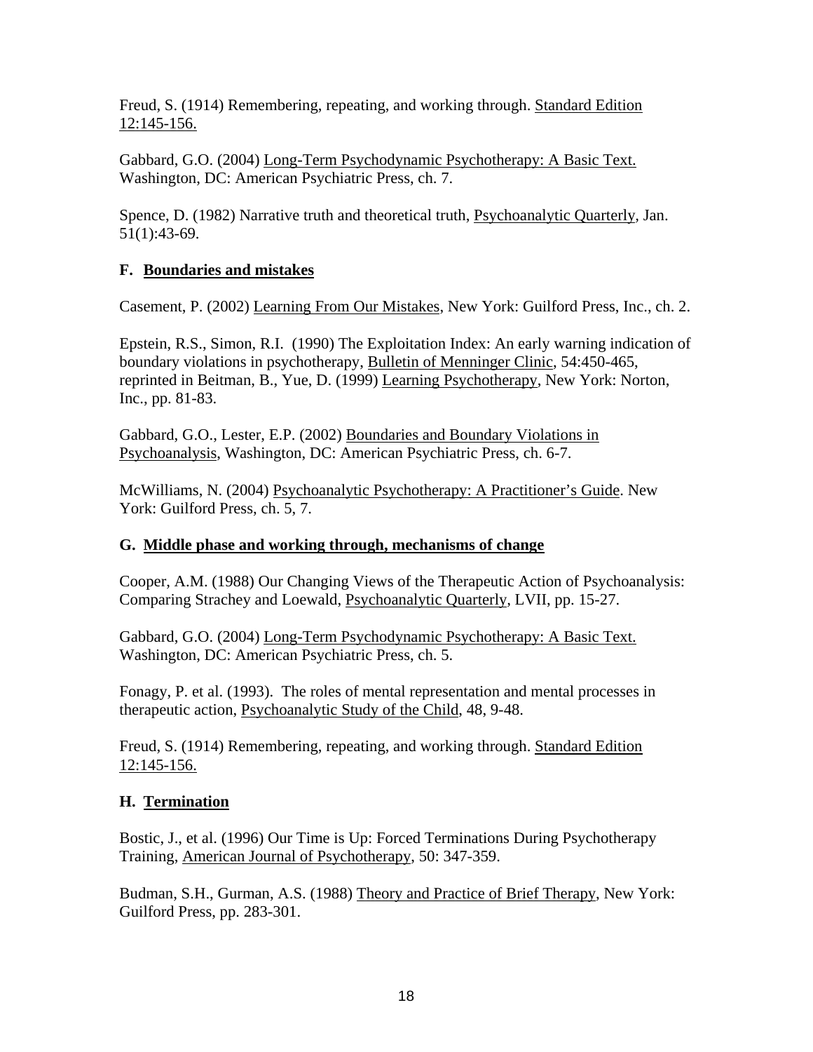Freud, S. (1914) Remembering, repeating, and working through. Standard Edition 12:145-156.

Gabbard, G.O. (2004) Long-Term Psychodynamic Psychotherapy: A Basic Text. Washington, DC: American Psychiatric Press, ch. 7.

Spence, D. (1982) Narrative truth and theoretical truth, Psychoanalytic Quarterly, Jan. 51(1):43-69.

### F. Boundaries and mistakes

Casement, P. (2002) Learning From Our Mistakes, New York: Guilford Press, Inc., ch. 2.

Epstein, R.S., Simon, R.I. (1990) The Exploitation Index: An early warning indication of boundary violations in psychotherapy, Bulletin of Menninger Clinic, 54:450-465, reprinted in Beitman, B., Yue, D. (1999) Learning Psychotherapy, New York: Norton, Inc., pp. 81-83.

Gabbard, G.O., Lester, E.P. (2002) Boundaries and Boundary Violations in Psychoanalysis, Washington, DC: American Psychiatric Press, ch. 6-7.

McWilliams, N. (2004) Psychoanalytic Psychotherapy: A Practitioner's Guide. New York: Guilford Press, ch. 5, 7.

### G. Middle phase and working through, mechanisms of change

Cooper, A.M. (1988) Our Changing Views of the Therapeutic Action of Psychoanalysis: Comparing Strachey and Loewald, Psychoanalytic Quarterly, LVII, pp. 15-27.

Gabbard, G.O. (2004) Long-Term Psychodynamic Psychotherapy: A Basic Text. Washington, DC: American Psychiatric Press, ch. 5.

Fonagy, P. et al. (1993). The roles of mental representation and mental processes in therapeutic action, Psychoanalytic Study of the Child, 48, 9-48.

Freud, S. (1914) Remembering, repeating, and working through. Standard Edition 12:145-156.

### H. Termination

Bostic, J., et al. (1996) Our Time is Up: Forced Terminations During Psychotherapy Training, American Journal of Psychotherapy, 50: 347-359.

Budman, S.H., Gurman, A.S. (1988) Theory and Practice of Brief Therapy, New York: Guilford Press, pp. 283-301.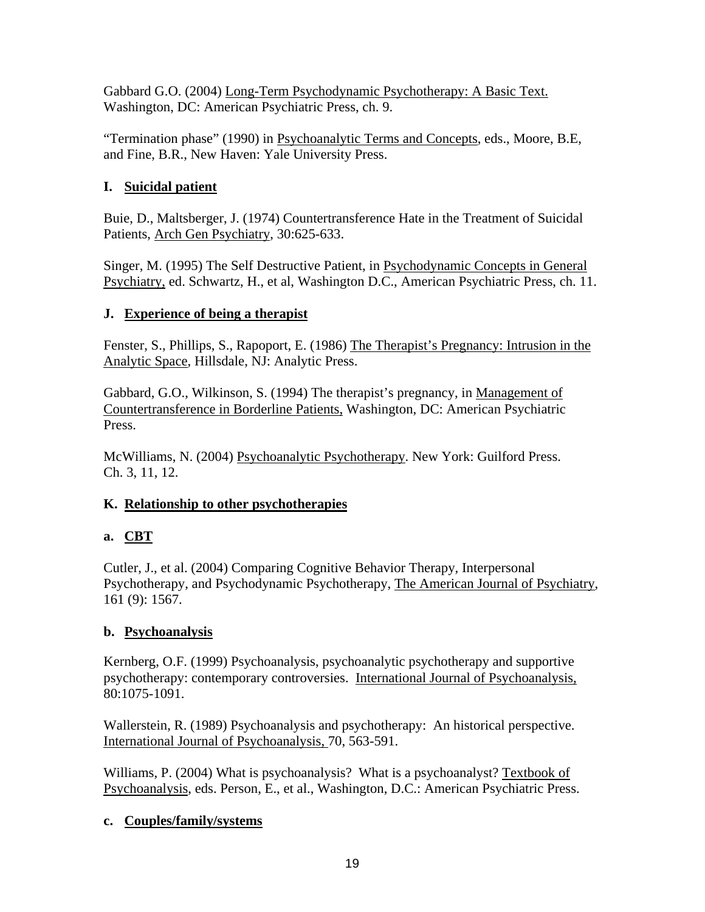Gabbard G.O. (2004) Long-Term Psychodynamic Psychotherapy: A Basic Text. Washington, DC: American Psychiatric Press, ch. 9.

"Termination phase" (1990) in Psychoanalytic Terms and Concepts, eds., Moore, B.E, and Fine, B.R., New Haven: Yale University Press.

### I. Suicidal patient

Buie, D., Maltsberger, J. (1974) Countertransference Hate in the Treatment of Suicidal Patients, Arch Gen Psychiatry, 30:625-633.

Singer, M. (1995) The Self Destructive Patient, in Psychodynamic Concepts in General Psychiatry, ed. Schwartz, H., et al, Washington D.C., American Psychiatric Press, ch. 11.

### J. Experience of being a therapist

Fenster, S., Phillips, S., Rapoport, E. (1986) The Therapist's Pregnancy: Intrusion in the Analytic Space, Hillsdale, NJ: Analytic Press.

Gabbard, G.O., Wilkinson, S. (1994) The therapist's pregnancy, in Management of Countertransference in Borderline Patients, Washington, DC: American Psychiatric Press.

McWilliams, N. (2004) Psychoanalytic Psychotherapy. New York: Guilford Press. Ch. 3, 11, 12.

### K. Relationship to other psychotherapies

#### a. CBT

Cutler, J., et al. (2004) Comparing Cognitive Behavior Therapy, Interpersonal Psychotherapy, and Psychodynamic Psychotherapy, The American Journal of Psychiatry, 161 (9): 1567.

#### b. Psychoanalysis

Kernberg, O.F. (1999) Psychoanalysis, psychoanalytic psychotherapy and supportive psychotherapy: contemporary controversies. International Journal of Psychoanalysis, 80:1075-1091.

Wallerstein, R. (1989) Psychoanalysis and psychotherapy: An historical perspective. International Journal of Psychoanalysis, 70, 563-591.

Williams, P. (2004) What is psychoanalysis? What is a psychoanalyst? Textbook of Psychoanalysis, eds. Person, E., et al., Washington, D.C.: American Psychiatric Press.

#### c. Couples/family/systems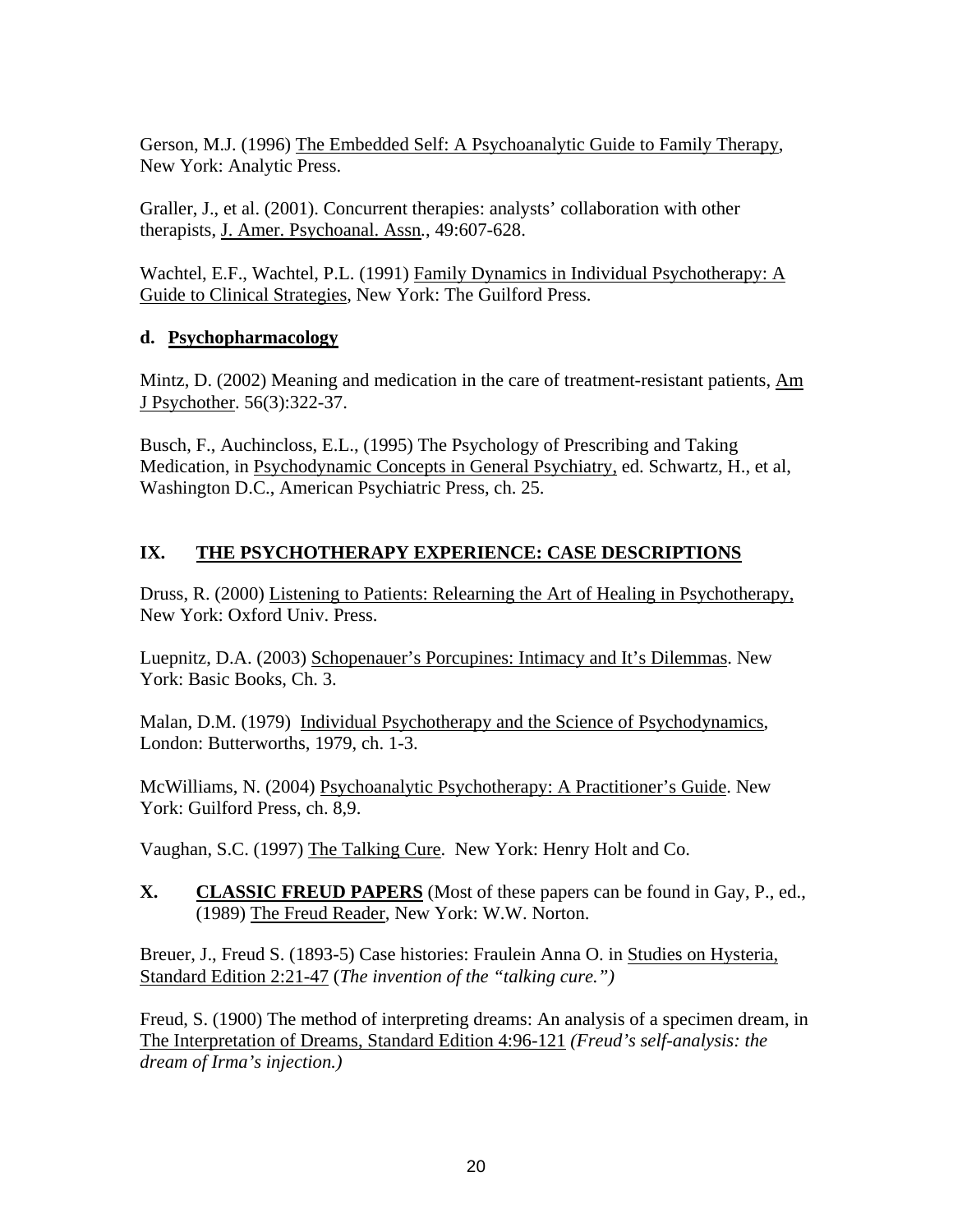Gerson, M.J. (1996) The Embedded Self: A Psychoanalytic Guide to Family Therapy, New York: Analytic Press.

Graller, J., et al. (2001). Concurrent therapies: analysts' collaboration with other therapists, J. Amer. Psychoanal. Assn., 49:607-628.

Wachtel, E.F., Wachtel, P.L. (1991) Family Dynamics in Individual Psychotherapy: A Guide to Clinical Strategies, New York: The Guilford Press.

### d. Psychopharmacology

Mintz, D. (2002) Meaning and medication in the care of treatment-resistant patients, Am J Psychother. 56(3):322-37.

Busch, F., Auchincloss, E.L., (1995) The Psychology of Prescribing and Taking Medication, in Psychodynamic Concepts in General Psychiatry, ed. Schwartz, H., et al, Washington D.C., American Psychiatric Press, ch. 25.

## IX. THE PSYCHOTHERAPY EXPERIENCE: CASE DESCRIPTIONS

Druss, R. (2000) Listening to Patients: Relearning the Art of Healing in Psychotherapy, New York: Oxford Univ. Press.

Luepnitz, D.A. (2003) Schopenauer's Porcupines: Intimacy and It's Dilemmas. New York: Basic Books, Ch. 3.

Malan, D.M. (1979) Individual Psychotherapy and the Science of Psychodynamics, London: Butterworths, 1979, ch. 1-3.

McWilliams, N. (2004) Psychoanalytic Psychotherapy: A Practitioner's Guide. New York: Guilford Press, ch. 8,9.

Vaughan, S.C. (1997) The Talking Cure. New York: Henry Holt and Co.

## X. CLASSIC FREUD PAPERS (Most of these papers can be found in Gay, P., ed., (1989) The Freud Reader, New York: W.W. Norton.

Breuer, J., Freud S. (1893-5) Case histories: Fraulein Anna O. in Studies on Hysteria, Standard Edition 2:21-47 (*The invention of the "talking cure."*)

Freud, S. (1900) The method of interpreting dreams: An analysis of a specimen dream, in The Interpretation of Dreams, Standard Edition 4:96-121 *(Freud's self-analysis: the dream of Irma's injection.)*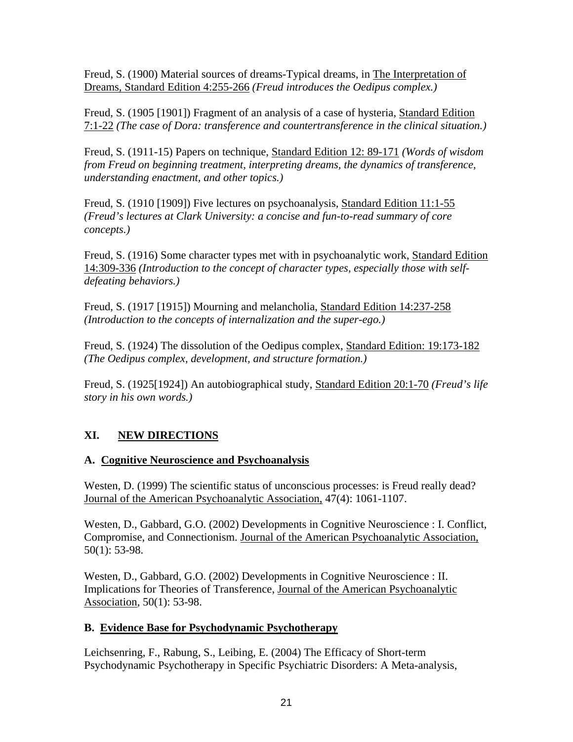Freud, S. (1900) Material sources of dreams-Typical dreams, in The Interpretation of Dreams, Standard Edition 4:255-266 *(Freud introduces the Oedipus complex.)*

Freud, S. (1905 [1901]) Fragment of an analysis of a case of hysteria, Standard Edition 7:1-22 *(The case of Dora: transference and countertransference in the clinical situation.)*

Freud, S. (1911-15) Papers on technique, Standard Edition 12: 89-171 *(Words of wisdom from Freud on beginning treatment, interpreting dreams, the dynamics of transference, understanding enactment, and other topics.)*

Freud, S. (1910 [1909]) Five lectures on psychoanalysis, Standard Edition 11:1-55 *(Freud's lectures at Clark University: a concise and fun-to-read summary of core concepts.)*

Freud, S. (1916) Some character types met with in psychoanalytic work, Standard Edition 14:309-336 *(Introduction to the concept of character types, especially those with self-defeating behaviors.)*

Freud, S. (1917 [1915]) Mourning and melancholia, Standard Edition 14:237-258 *(Introduction to the concepts of internalization and the super-ego.)*

Freud, S. (1924) The dissolution of the Oedipus complex, Standard Edition: 19:173-182 *(The Oedipus complex, development, and structure formation.)*

Freud, S. (1925[1924]) An autobiographical study, Standard Edition 20:1-70 *(Freud's life story in his own words.)*

## XI. NEW DIRECTIONS

### A. Cognitive Neuroscience and Psychoanalysis

Westen, D. (1999) The scientific status of unconscious processes: is Freud really dead? Journal of the American Psychoanalytic Association, 47(4): 1061-1107.

Westen, D., Gabbard, G.O. (2002) Developments in Cognitive Neuroscience : I. Conflict, Compromise, and Connectionism. Journal of the American Psychoanalytic Association, 50(1): 53-98.

Westen, D., Gabbard, G.O. (2002) Developments in Cognitive Neuroscience : II. Implications for Theories of Transference, Journal of the American Psychoanalytic Association, 50(1): 53-98.

### B. Evidence Base for Psychodynamic Psychotherapy

Leichsenring, F., Rabung, S., Leibing, E. (2004) The Efficacy of Short-term Psychodynamic Psychotherapy in Specific Psychiatric Disorders: A Meta-analysis,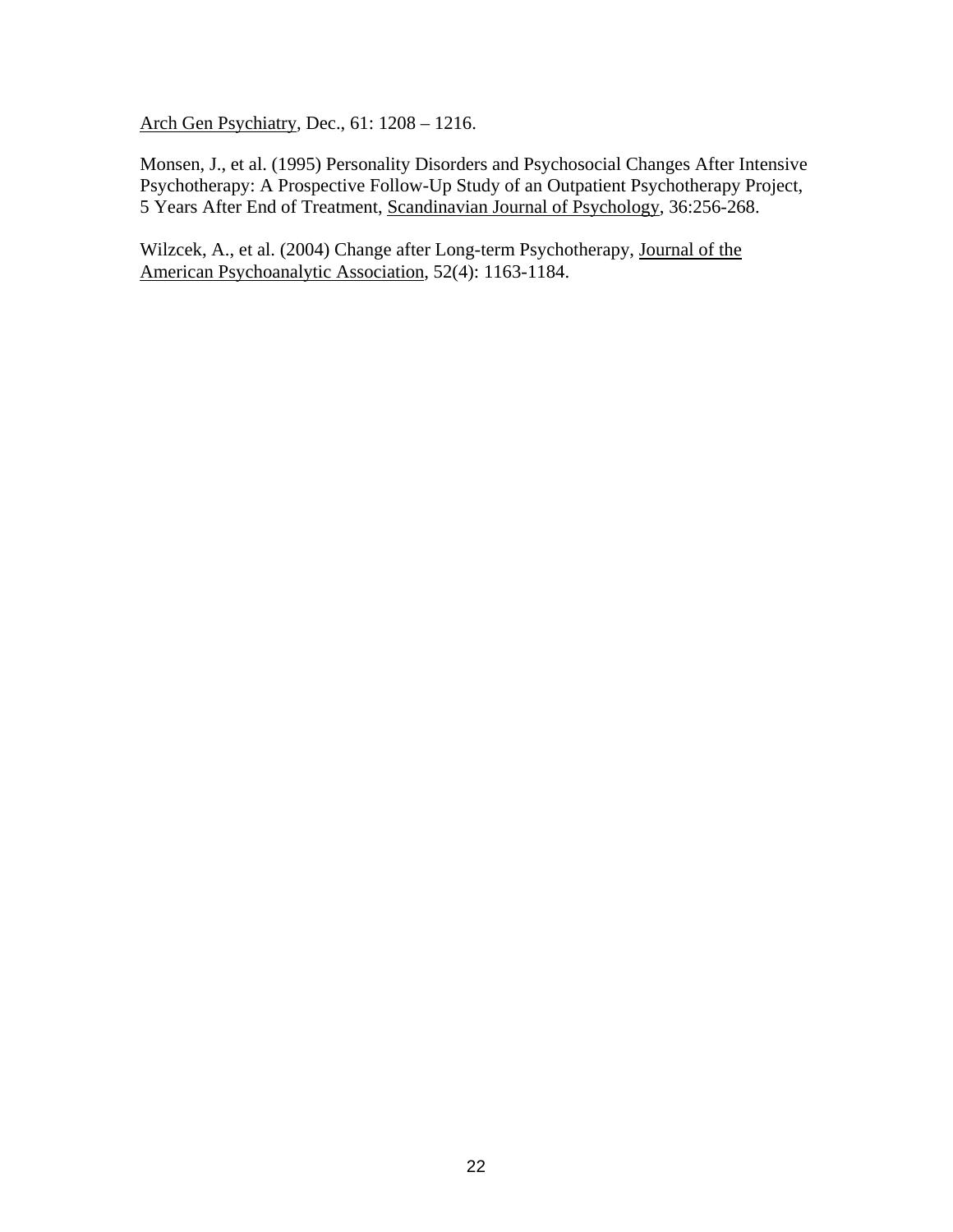Arch Gen Psychiatry, Dec., 61: 1208 – 1216.

Monsen, J., et al. (1995) Personality Disorders and Psychosocial Changes After Intensive Psychotherapy: A Prospective Follow-Up Study of an Outpatient Psychotherapy Project, 5 Years After End of Treatment, Scandinavian Journal of Psychology, 36:256-268.

Wilzcek, A., et al. (2004) Change after Long-term Psychotherapy, Journal of the American Psychoanalytic Association, 52(4): 1163-1184.